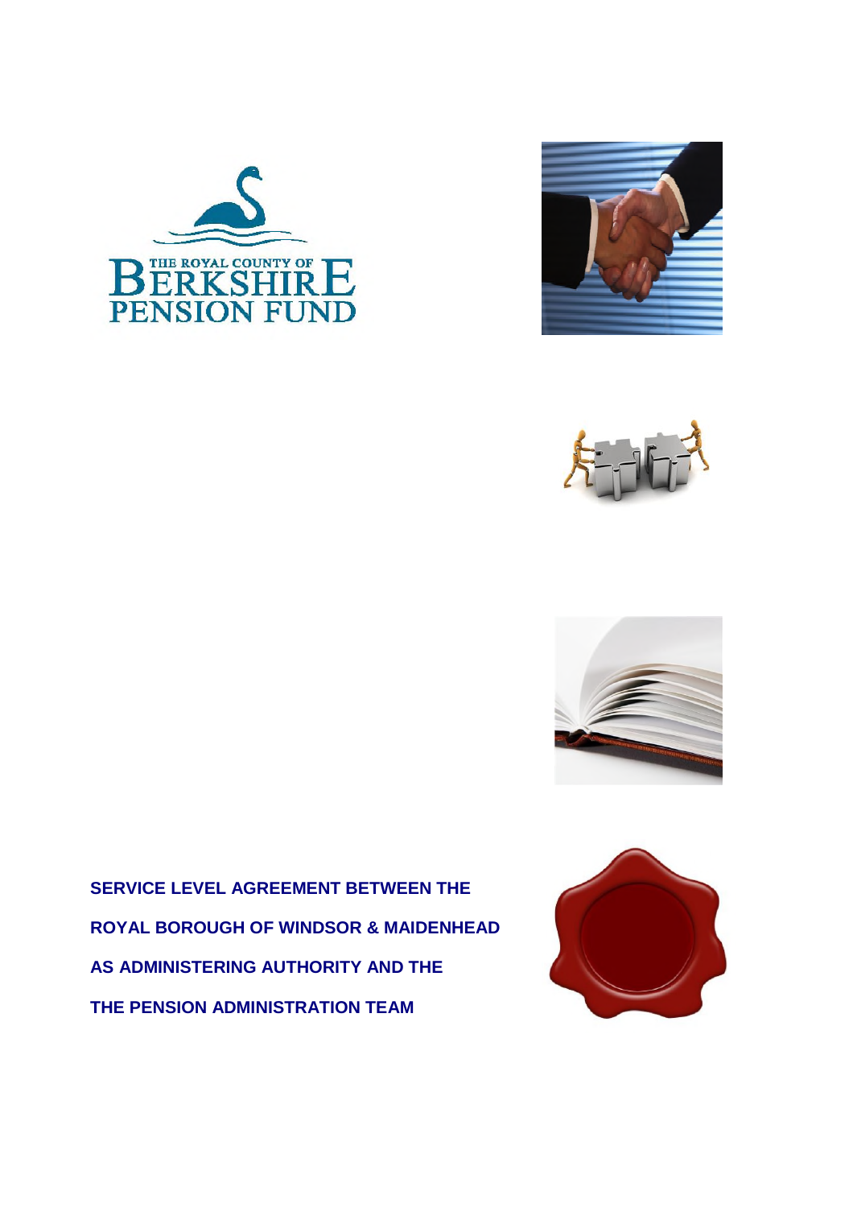**SERVICE LEVEL AGREEMENT BETWEEN THE ROYAL BOROUGH OF WINDSOR & MAIDENHEAD AS ADMINISTERING AUTHORITY AND THE THE PENSION ADMINISTRATION TEAM**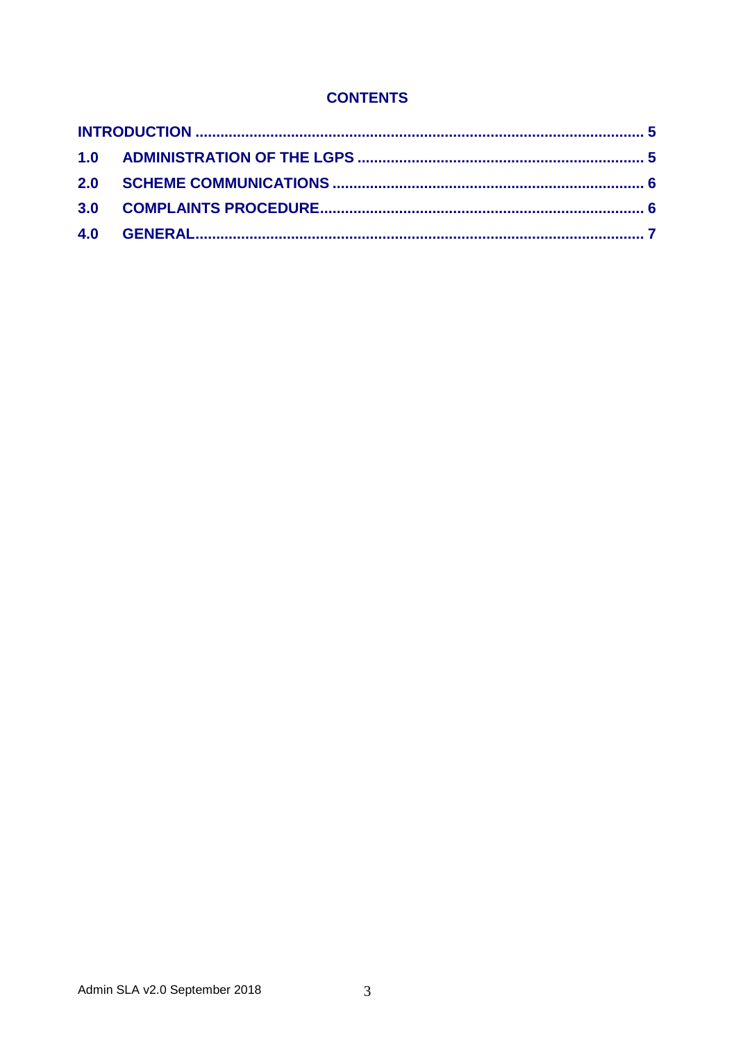## CONTENTS

| | | |
|---|---|---|
| **INTRODUCTION** | | **5** |
| **1.0** | **ADMINISTRATION OF THE LGPS** | **5** |
| **2.0** | **SCHEME COMMUNICATIONS** | **6** |
| **3.0** | **COMPLAINTS PROCEDURE** | **6** |
| **4.0** | **GENERAL** | **7** |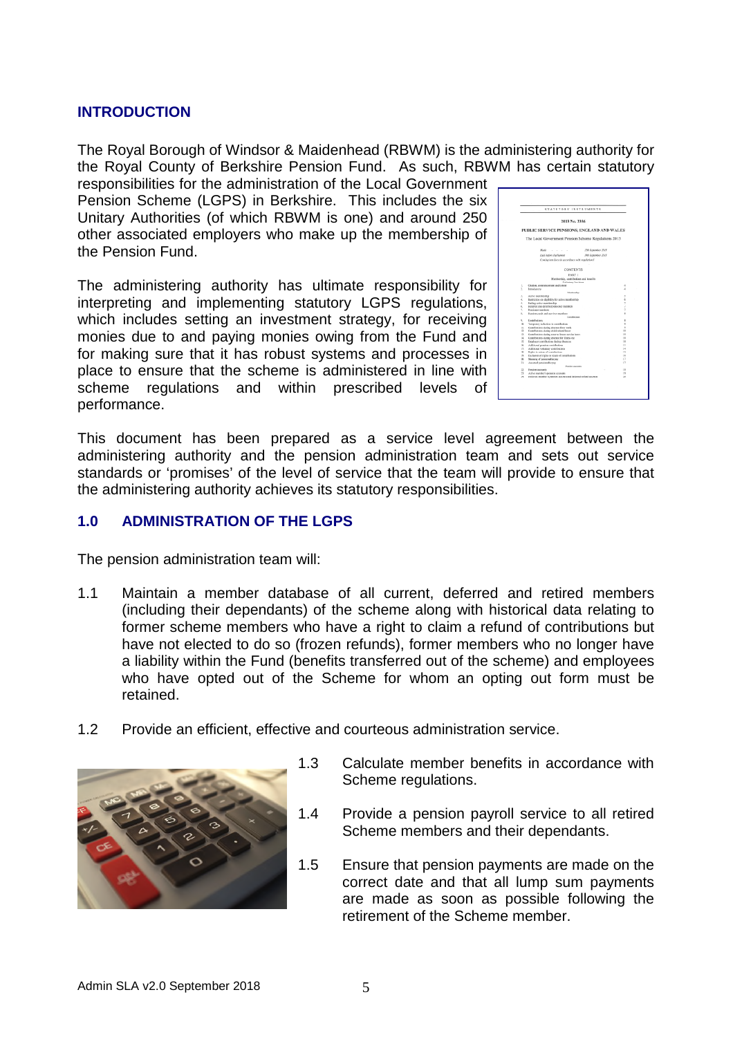## INTRODUCTION

The Royal Borough of Windsor & Maidenhead (RBWM) is the administering authority for the Royal County of Berkshire Pension Fund. As such, RBWM has certain statutory responsibilities for the administration of the Local Government Pension Scheme (LGPS) in Berkshire. This includes the six Unitary Authorities (of which RBWM is one) and around 250 other associated employers who make up the membership of the Pension Fund.

The administering authority has ultimate responsibility for interpreting and implementing statutory LGPS regulations, which includes setting an investment strategy, for receiving monies due to and paying monies owing from the Fund and for making sure that it has robust systems and processes in place to ensure that the scheme is administered in line with scheme regulations and within prescribed levels of performance.

This document has been prepared as a service level agreement between the administering authority and the pension administration team and sets out service standards or 'promises' of the level of service that the team will provide to ensure that the administering authority achieves its statutory responsibilities.

## 1.0 ADMINISTRATION OF THE LGPS

The pension administration team will:

1.1 Maintain a member database of all current, deferred and retired members (including their dependants) of the scheme along with historical data relating to former scheme members who have a right to claim a refund of contributions but have not elected to do so (frozen refunds), former members who no longer have a liability within the Fund (benefits transferred out of the scheme) and employees who have opted out of the Scheme for whom an opting out form must be retained.

1.2 Provide an efficient, effective and courteous administration service.

1.3 Calculate member benefits in accordance with Scheme regulations.

1.4 Provide a pension payroll service to all retired Scheme members and their dependants.

1.5 Ensure that pension payments are made on the correct date and that all lump sum payments are made as soon as possible following the retirement of the Scheme member.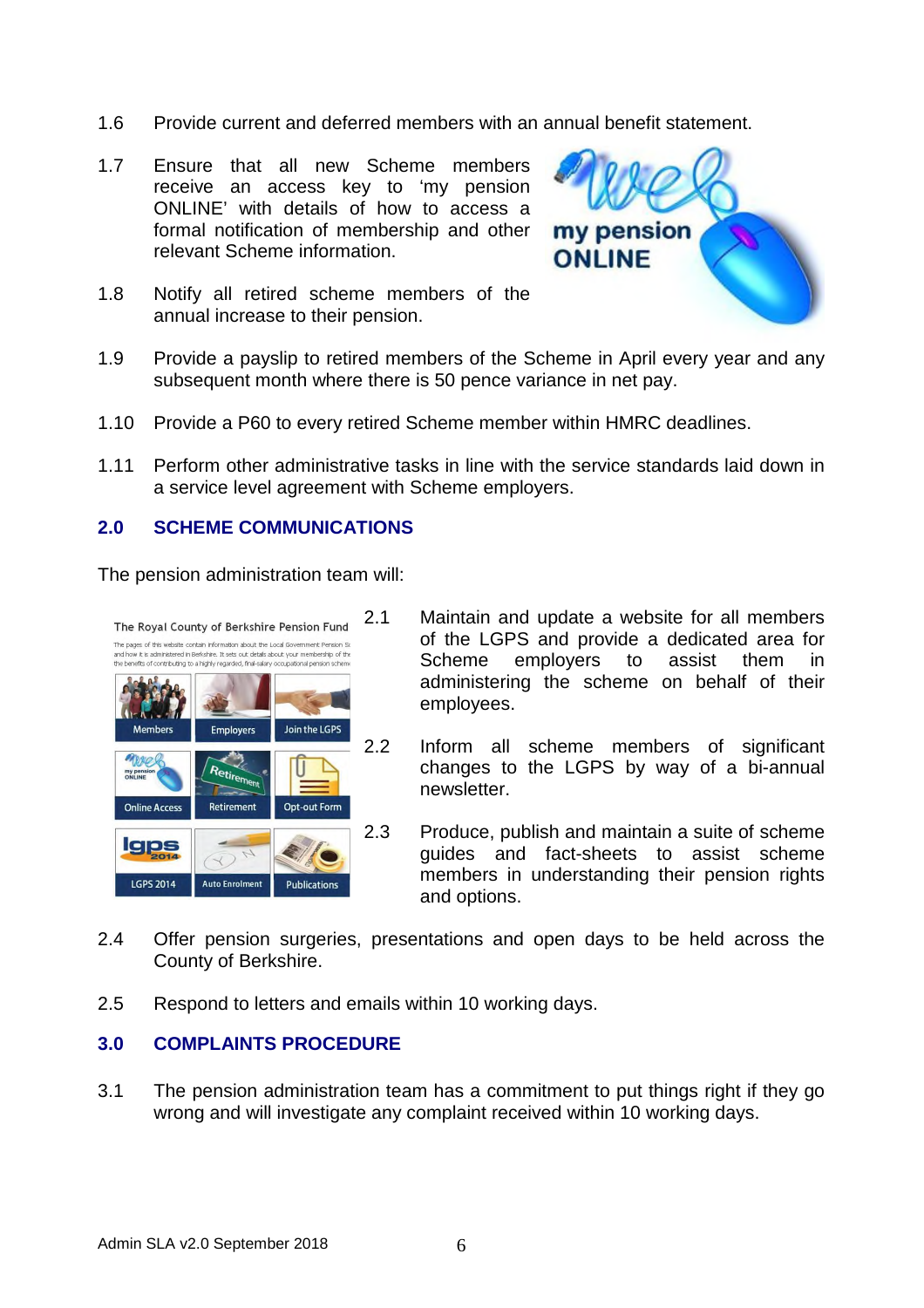1.6 Provide current and deferred members with an annual benefit statement.

1.7 Ensure that all new Scheme members receive an access key to 'my pension ONLINE' with details of how to access a formal notification of membership and other relevant Scheme information.

1.8 Notify all retired scheme members of the annual increase to their pension.

1.9 Provide a payslip to retired members of the Scheme in April every year and any subsequent month where there is 50 pence variance in net pay.

1.10 Provide a P60 to every retired Scheme member within HMRC deadlines.

1.11 Perform other administrative tasks in line with the service standards laid down in a service level agreement with Scheme employers.

## 2.0 SCHEME COMMUNICATIONS

The pension administration team will:

2.1 Maintain and update a website for all members of the LGPS and provide a dedicated area for Scheme employers to assist them in administering the scheme on behalf of their employees.

2.2 Inform all scheme members of significant changes to the LGPS by way of a bi-annual newsletter.

2.3 Produce, publish and maintain a suite of scheme guides and fact-sheets to assist scheme members in understanding their pension rights and options.

2.4 Offer pension surgeries, presentations and open days to be held across the County of Berkshire.

2.5 Respond to letters and emails within 10 working days.

## 3.0 COMPLAINTS PROCEDURE

3.1 The pension administration team has a commitment to put things right if they go wrong and will investigate any complaint received within 10 working days.

Admin SLA v2.0 September 2018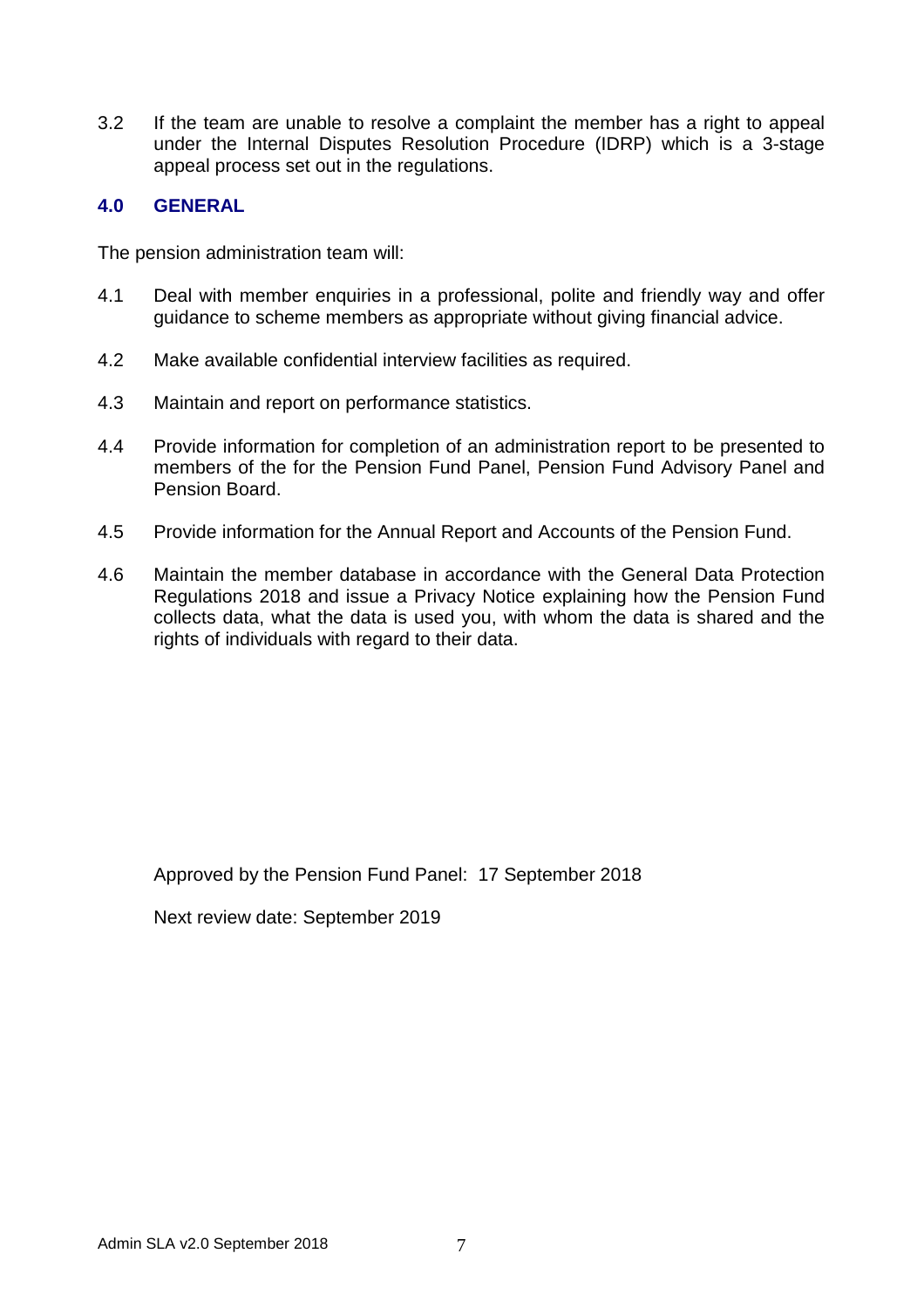3.2 If the team are unable to resolve a complaint the member has a right to appeal under the Internal Disputes Resolution Procedure (IDRP) which is a 3-stage appeal process set out in the regulations.

## 4.0 GENERAL

The pension administration team will:

4.1 Deal with member enquiries in a professional, polite and friendly way and offer guidance to scheme members as appropriate without giving financial advice.

4.2 Make available confidential interview facilities as required.

4.3 Maintain and report on performance statistics.

4.4 Provide information for completion of an administration report to be presented to members of the for the Pension Fund Panel, Pension Fund Advisory Panel and Pension Board.

4.5 Provide information for the Annual Report and Accounts of the Pension Fund.

4.6 Maintain the member database in accordance with the General Data Protection Regulations 2018 and issue a Privacy Notice explaining how the Pension Fund collects data, what the data is used you, with whom the data is shared and the rights of individuals with regard to their data.

Approved by the Pension Fund Panel: 17 September 2018

Next review date: September 2019